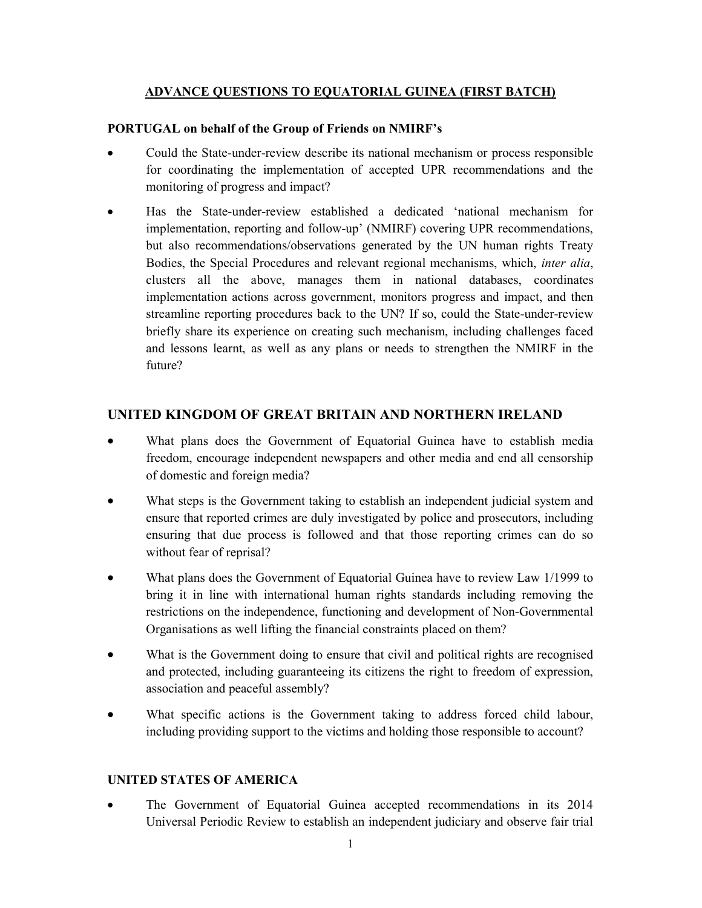**<u>ADVANCE QUESTIONS TO EQUATORIAL GUINEA (FIRST BATCH)</u>**

**PORTUGAL on behalf of the Group of Friends on NMIRF's**

- Could the State-under-review describe its national mechanism or process responsible for coordinating the implementation of accepted UPR recommendations and the monitoring of progress and impact?
- Has the State-under-review established a dedicated 'national mechanism for implementation, reporting and follow-up' (NMIRF) covering UPR recommendations, but also recommendations/observations generated by the UN human rights Treaty Bodies, the Special Procedures and relevant regional mechanisms, which, *inter alia*, clusters all the above, manages them in national databases, coordinates implementation actions across government, monitors progress and impact, and then streamline reporting procedures back to the UN? If so, could the State-under-review briefly share its experience on creating such mechanism, including challenges faced and lessons learnt, as well as any plans or needs to strengthen the NMIRF in the future?

## UNITED KINGDOM OF GREAT BRITAIN AND NORTHERN IRELAND

- What plans does the Government of Equatorial Guinea have to establish media freedom, encourage independent newspapers and other media and end all censorship of domestic and foreign media?
- What steps is the Government taking to establish an independent judicial system and ensure that reported crimes are duly investigated by police and prosecutors, including ensuring that due process is followed and that those reporting crimes can do so without fear of reprisal?
- What plans does the Government of Equatorial Guinea have to review Law 1/1999 to bring it in line with international human rights standards including removing the restrictions on the independence, functioning and development of Non-Governmental Organisations as well lifting the financial constraints placed on them?
- What is the Government doing to ensure that civil and political rights are recognised and protected, including guaranteeing its citizens the right to freedom of expression, association and peaceful assembly?
- What specific actions is the Government taking to address forced child labour, including providing support to the victims and holding those responsible to account?

**UNITED STATES OF AMERICA**

- The Government of Equatorial Guinea accepted recommendations in its 2014 Universal Periodic Review to establish an independent judiciary and observe fair trial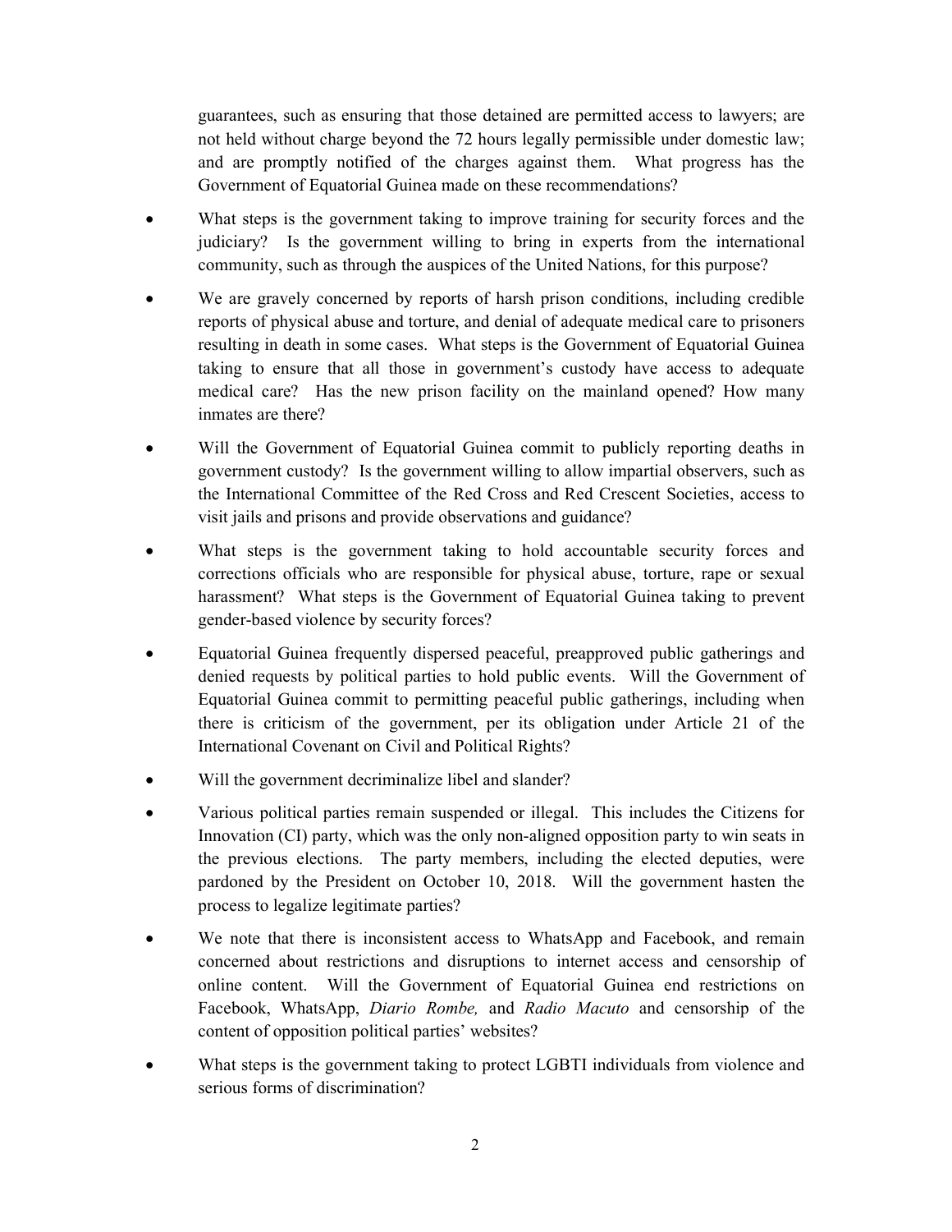guarantees, such as ensuring that those detained are permitted access to lawyers; are not held without charge beyond the 72 hours legally permissible under domestic law; and are promptly notified of the charges against them. What progress has the Government of Equatorial Guinea made on these recommendations?

- What steps is the government taking to improve training for security forces and the judiciary? Is the government willing to bring in experts from the international community, such as through the auspices of the United Nations, for this purpose?
- We are gravely concerned by reports of harsh prison conditions, including credible reports of physical abuse and torture, and denial of adequate medical care to prisoners resulting in death in some cases. What steps is the Government of Equatorial Guinea taking to ensure that all those in government's custody have access to adequate medical care? Has the new prison facility on the mainland opened? How many inmates are there?
- Will the Government of Equatorial Guinea commit to publicly reporting deaths in government custody? Is the government willing to allow impartial observers, such as the International Committee of the Red Cross and Red Crescent Societies, access to visit jails and prisons and provide observations and guidance?
- What steps is the government taking to hold accountable security forces and corrections officials who are responsible for physical abuse, torture, rape or sexual harassment? What steps is the Government of Equatorial Guinea taking to prevent gender-based violence by security forces?
- Equatorial Guinea frequently dispersed peaceful, preapproved public gatherings and denied requests by political parties to hold public events. Will the Government of Equatorial Guinea commit to permitting peaceful public gatherings, including when there is criticism of the government, per its obligation under Article 21 of the International Covenant on Civil and Political Rights?
- Will the government decriminalize libel and slander?
- Various political parties remain suspended or illegal. This includes the Citizens for Innovation (CI) party, which was the only non-aligned opposition party to win seats in the previous elections. The party members, including the elected deputies, were pardoned by the President on October 10, 2018. Will the government hasten the process to legalize legitimate parties?
- We note that there is inconsistent access to WhatsApp and Facebook, and remain concerned about restrictions and disruptions to internet access and censorship of online content. Will the Government of Equatorial Guinea end restrictions on Facebook, WhatsApp, *Diario Rombe,* and *Radio Macuto* and censorship of the content of opposition political parties' websites?
- What steps is the government taking to protect LGBTI individuals from violence and serious forms of discrimination?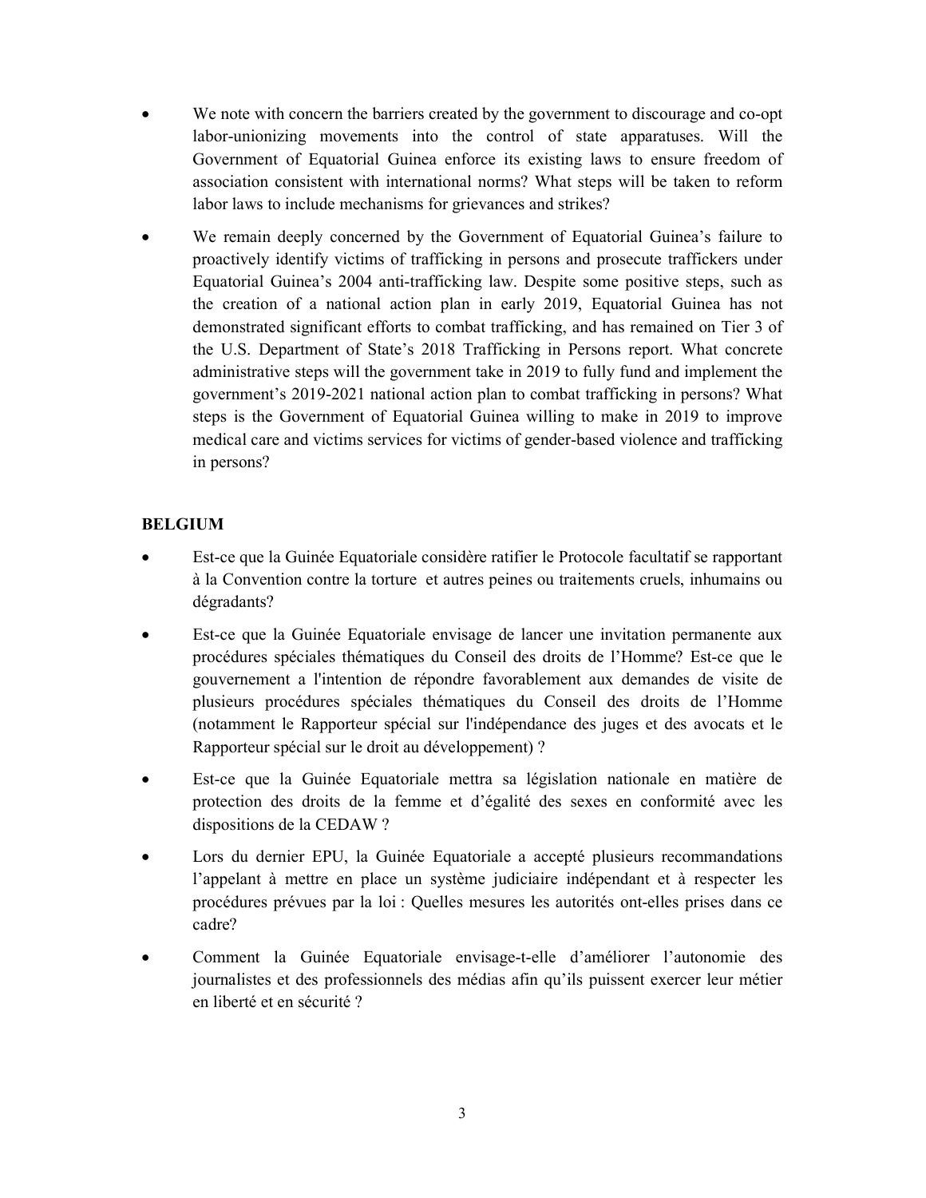- We note with concern the barriers created by the government to discourage and co-opt labor-unionizing movements into the control of state apparatuses. Will the Government of Equatorial Guinea enforce its existing laws to ensure freedom of association consistent with international norms? What steps will be taken to reform labor laws to include mechanisms for grievances and strikes?
- We remain deeply concerned by the Government of Equatorial Guinea's failure to proactively identify victims of trafficking in persons and prosecute traffickers under Equatorial Guinea's 2004 anti-trafficking law. Despite some positive steps, such as the creation of a national action plan in early 2019, Equatorial Guinea has not demonstrated significant efforts to combat trafficking, and has remained on Tier 3 of the U.S. Department of State's 2018 Trafficking in Persons report. What concrete administrative steps will the government take in 2019 to fully fund and implement the government's 2019-2021 national action plan to combat trafficking in persons? What steps is the Government of Equatorial Guinea willing to make in 2019 to improve medical care and victims services for victims of gender-based violence and trafficking in persons?

**BELGIUM**

- Est-ce que la Guinée Equatoriale considère ratifier le Protocole facultatif se rapportant à la Convention contre la torture et autres peines ou traitements cruels, inhumains ou dégradants?
- Est-ce que la Guinée Equatoriale envisage de lancer une invitation permanente aux procédures spéciales thématiques du Conseil des droits de l'Homme? Est-ce que le gouvernement a l'intention de répondre favorablement aux demandes de visite de plusieurs procédures spéciales thématiques du Conseil des droits de l'Homme (notamment le Rapporteur spécial sur l'indépendance des juges et des avocats et le Rapporteur spécial sur le droit au développement) ?
- Est-ce que la Guinée Equatoriale mettra sa législation nationale en matière de protection des droits de la femme et d'égalité des sexes en conformité avec les dispositions de la CEDAW ?
- Lors du dernier EPU, la Guinée Equatoriale a accepté plusieurs recommandations l'appelant à mettre en place un système judiciaire indépendant et à respecter les procédures prévues par la loi : Quelles mesures les autorités ont-elles prises dans ce cadre?
- Comment la Guinée Equatoriale envisage-t-elle d'améliorer l'autonomie des journalistes et des professionnels des médias afin qu'ils puissent exercer leur métier en liberté et en sécurité ?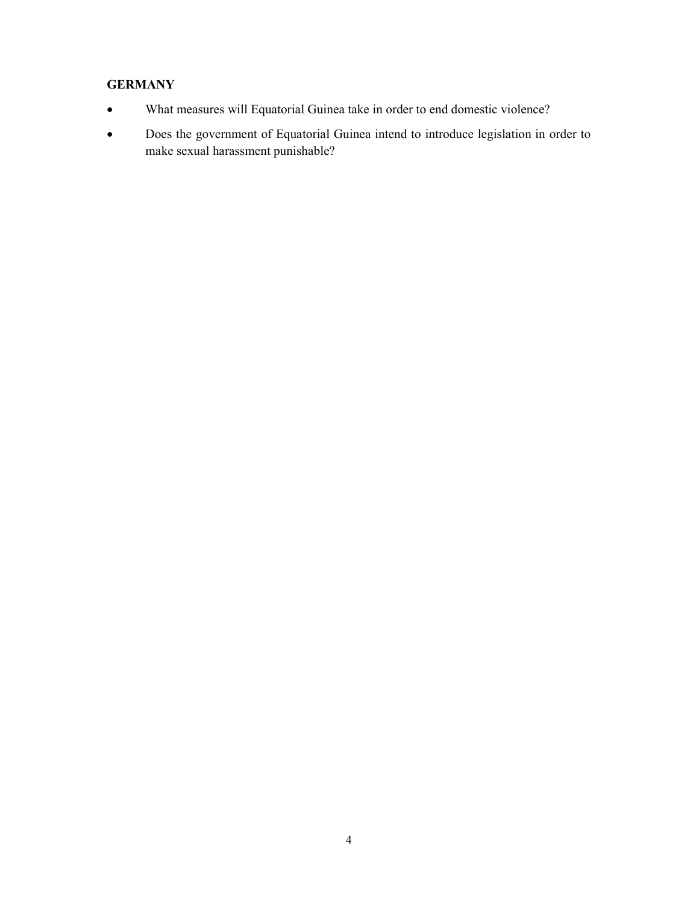**GERMANY**

- What measures will Equatorial Guinea take in order to end domestic violence?
- Does the government of Equatorial Guinea intend to introduce legislation in order to make sexual harassment punishable?